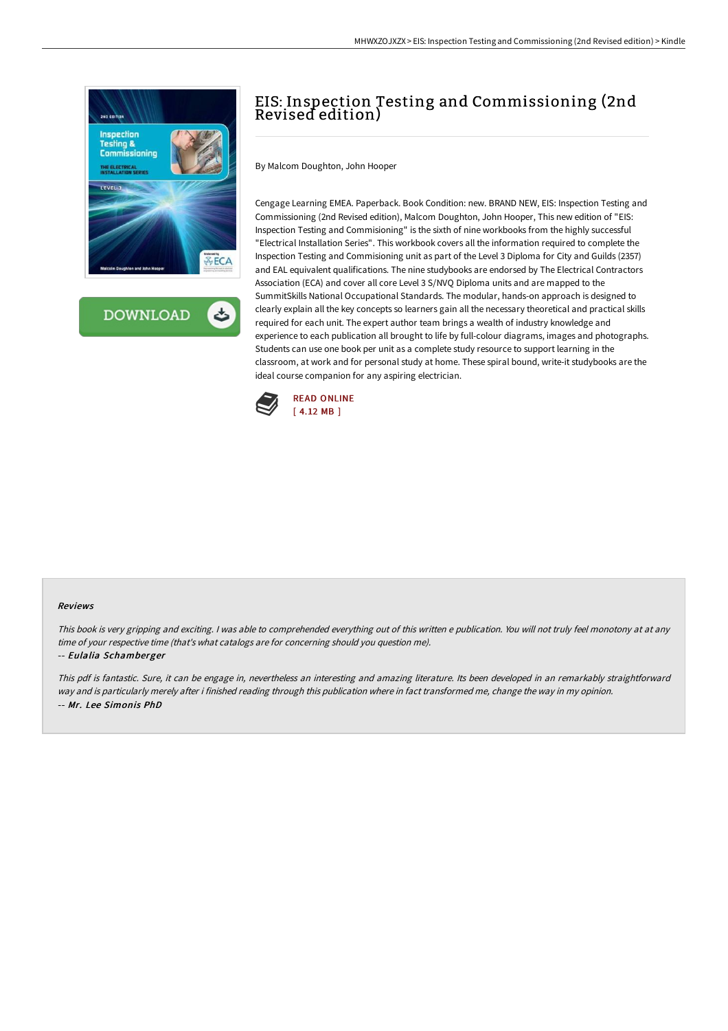# EIS: Inspection Testing and Commissioning (2nd Revised edition)

By Malcom Doughton, John Hooper

Cengage Learning EMEA. Paperback. Book Condition: new. BRAND NEW, EIS: Inspection Testing and Commissioning (2nd Revised edition), Malcom Doughton, John Hooper, This new edition of "EIS: Inspection Testing and Commisioning" is the sixth of nine workbooks from the highly successful "Electrical Installation Series". This workbook covers all the information required to complete the Inspection Testing and Commisioning unit as part of the Level 3 Diploma for City and Guilds (2357) and EAL equivalent qualifications. The nine studybooks are endorsed by The Electrical Contractors Association (ECA) and cover all core Level 3 S/NVQ Diploma units and are mapped to the SummitSkills National Occupational Standards. The modular, hands-on approach is designed to clearly explain all the key concepts so learners gain all the necessary theoretical and practical skills required for each unit. The expert author team brings a wealth of industry knowledge and experience to each publication all brought to life by full-colour diagrams, images and photographs. Students can use one book per unit as a complete study resource to support learning in the classroom, at work and for personal study at home. These spiral bound, write-it studybooks are the ideal course companion for any aspiring electrician.

READ ONLINE
[ 4.12 MB ]

### Reviews

*This book is very gripping and exciting. I was able to comprehended everything out of this written e publication. You will not truly feel monotony at at any time of your respective time (that's what catalogs are for concerning should you question me).*

-- *Eulalia Schamberger*

*This pdf is fantastic. Sure, it can be engage in, nevertheless an interesting and amazing literature. Its been developed in an remarkably straightforward way and is particularly merely after i finished reading through this publication where in fact transformed me, change the way in my opinion.*

-- *Mr. Lee Simonis PhD*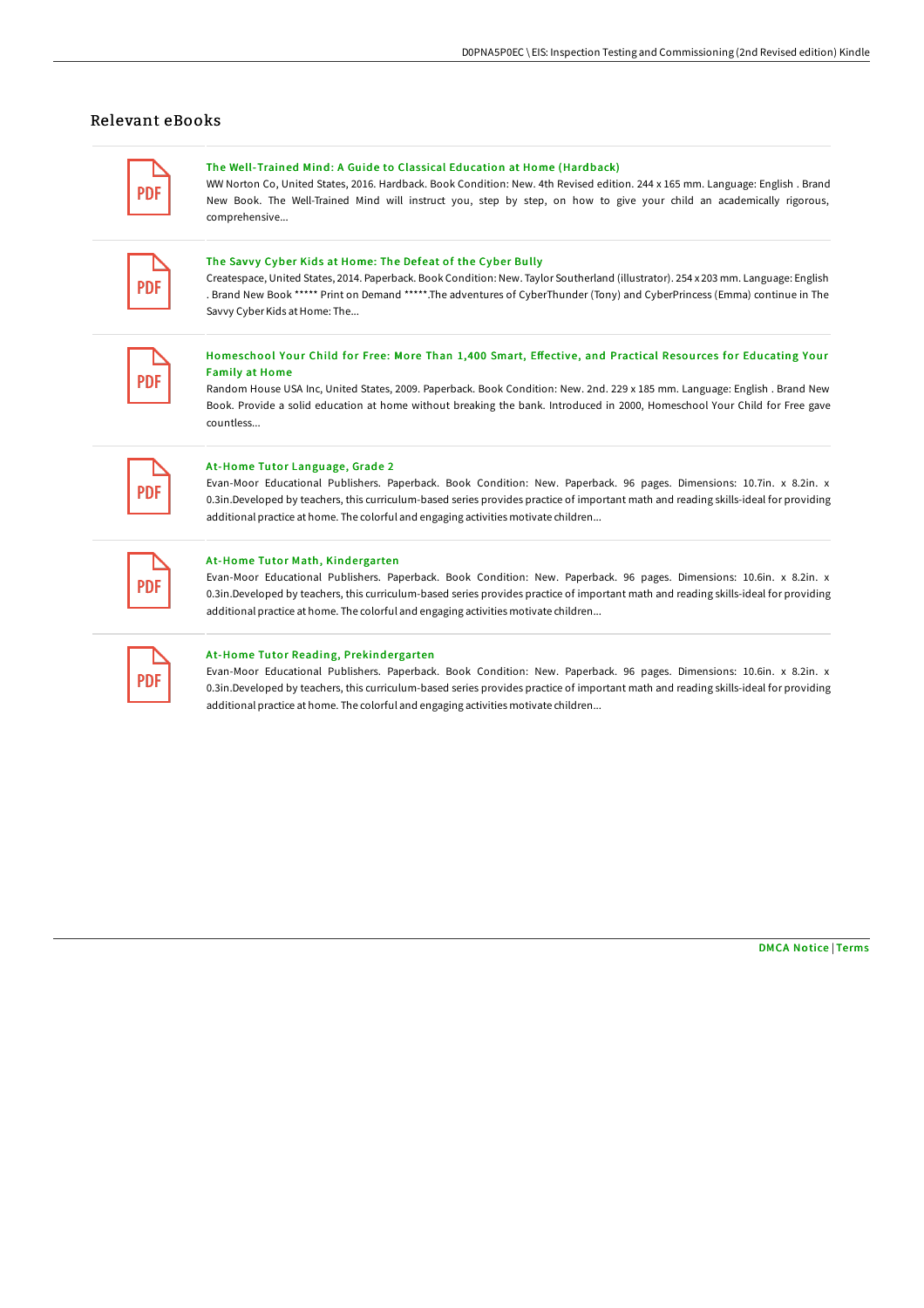## Relevant eBooks

PDF

### The Well-Trained Mind: A Guide to Classical Education at Home (Hardback)

WW Norton Co, United States, 2016. Hardback. Book Condition: New. 4th Revised edition. 244 x 165 mm. Language: English . Brand New Book. The Well-Trained Mind will instruct you, step by step, on how to give your child an academically rigorous, comprehensive...

PDF

### The Savvy Cyber Kids at Home: The Defeat of the Cyber Bully

Createspace, United States, 2014. Paperback. Book Condition: New. Taylor Southerland (illustrator). 254 x 203 mm. Language: English . Brand New Book ***** Print on Demand *****.The adventures of CyberThunder (Tony) and CyberPrincess (Emma) continue in The Savvy Cyber Kids at Home: The...

PDF

### Homeschool Your Child for Free: More Than 1,400 Smart, Effective, and Practical Resources for Educating Your Family at Home

Random House USA Inc, United States, 2009. Paperback. Book Condition: New. 2nd. 229 x 185 mm. Language: English . Brand New Book. Provide a solid education at home without breaking the bank. Introduced in 2000, Homeschool Your Child for Free gave countless...

PDF

### At-Home Tutor Language, Grade 2

Evan-Moor Educational Publishers. Paperback. Book Condition: New. Paperback. 96 pages. Dimensions: 10.7in. x 8.2in. x 0.3in.Developed by teachers, this curriculum-based series provides practice of important math and reading skills-ideal for providing additional practice at home. The colorful and engaging activities motivate children...

PDF

### At-Home Tutor Math, Kindergarten

Evan-Moor Educational Publishers. Paperback. Book Condition: New. Paperback. 96 pages. Dimensions: 10.6in. x 8.2in. x 0.3in.Developed by teachers, this curriculum-based series provides practice of important math and reading skills-ideal for providing additional practice at home. The colorful and engaging activities motivate children...

PDF

### At-Home Tutor Reading, Prekindergarten

Evan-Moor Educational Publishers. Paperback. Book Condition: New. Paperback. 96 pages. Dimensions: 10.6in. x 8.2in. x 0.3in.Developed by teachers, this curriculum-based series provides practice of important math and reading skills-ideal for providing additional practice at home. The colorful and engaging activities motivate children...

DMCA Notice | Terms